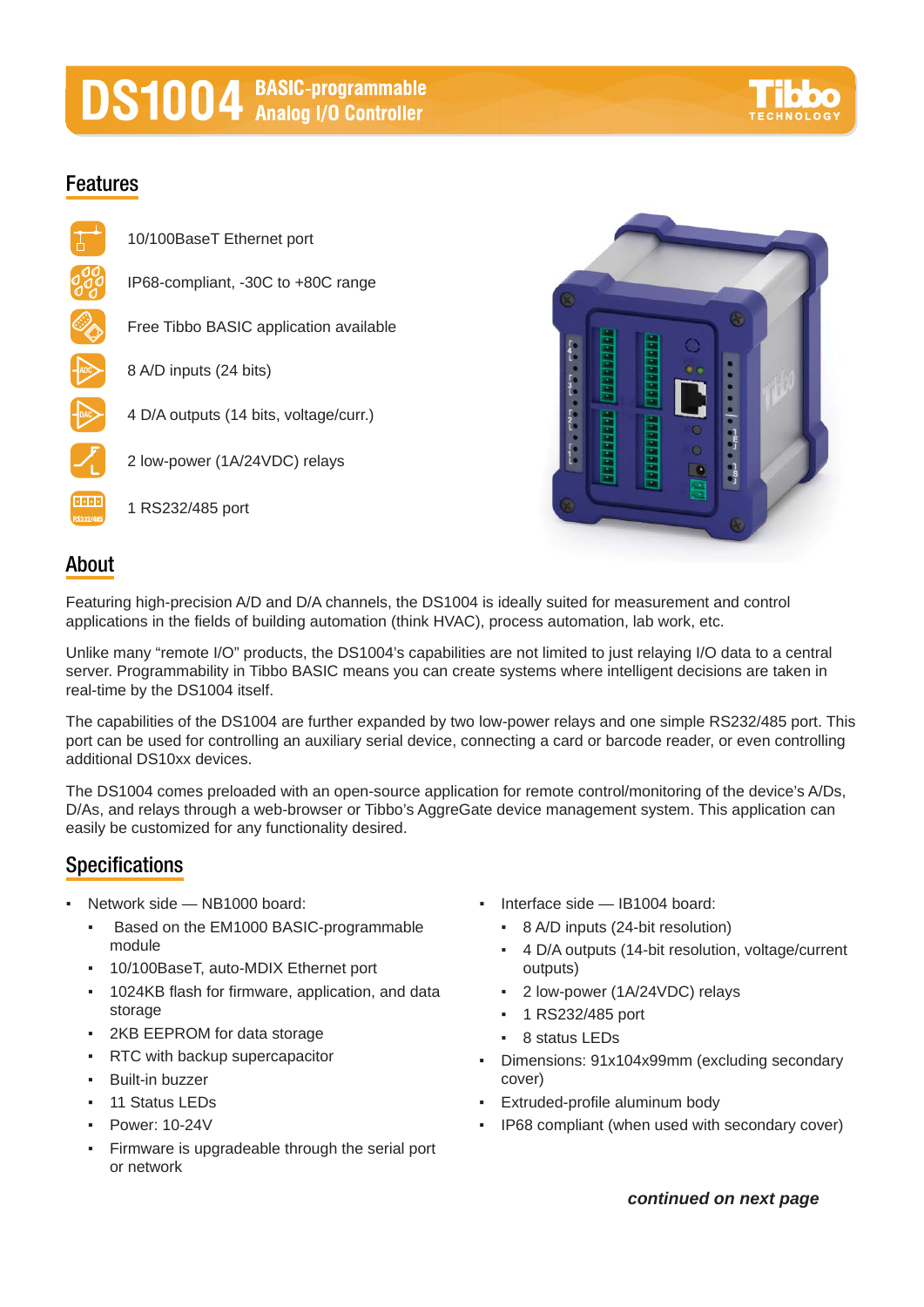# DS1004 BASIC-programmable Analog I/O Controller

## Features

- 10/100BaseT Ethernet port
- IP68-compliant, -30C to +80C range
- Free Tibbo BASIC application available
- 8 A/D inputs (24 bits)
- 4 D/A outputs (14 bits, voltage/curr.)
- 2 low-power (1A/24VDC) relays
- 1 RS232/485 port

## About

Featuring high-precision A/D and D/A channels, the DS1004 is ideally suited for measurement and control applications in the fields of building automation (think HVAC), process automation, lab work, etc.

Unlike many "remote I/O" products, the DS1004's capabilities are not limited to just relaying I/O data to a central server. Programmability in Tibbo BASIC means you can create systems where intelligent decisions are taken in real-time by the DS1004 itself.

The capabilities of the DS1004 are further expanded by two low-power relays and one simple RS232/485 port. This port can be used for controlling an auxiliary serial device, connecting a card or barcode reader, or even controlling additional DS10xx devices.

The DS1004 comes preloaded with an open-source application for remote control/monitoring of the device's A/Ds, D/As, and relays through a web-browser or Tibbo's AggreGate device management system. This application can easily be customized for any functionality desired.

## Specifications

- Network side — NB1000 board:
  - Based on the EM1000 BASIC-programmable module
  - 10/100BaseT, auto-MDIX Ethernet port
  - 1024KB flash for firmware, application, and data storage
  - 2KB EEPROM for data storage
  - RTC with backup supercapacitor
  - Built-in buzzer
  - 11 Status LEDs
  - Power: 10-24V
  - Firmware is upgradeable through the serial port or network
- Interface side — IB1004 board:
  - 8 A/D inputs (24-bit resolution)
  - 4 D/A outputs (14-bit resolution, voltage/current outputs)
  - 2 low-power (1A/24VDC) relays
  - 1 RS232/485 port
  - 8 status LEDs
- Dimensions: 91x104x99mm (excluding secondary cover)
- Extruded-profile aluminum body
- IP68 compliant (when used with secondary cover)

***continued on next page***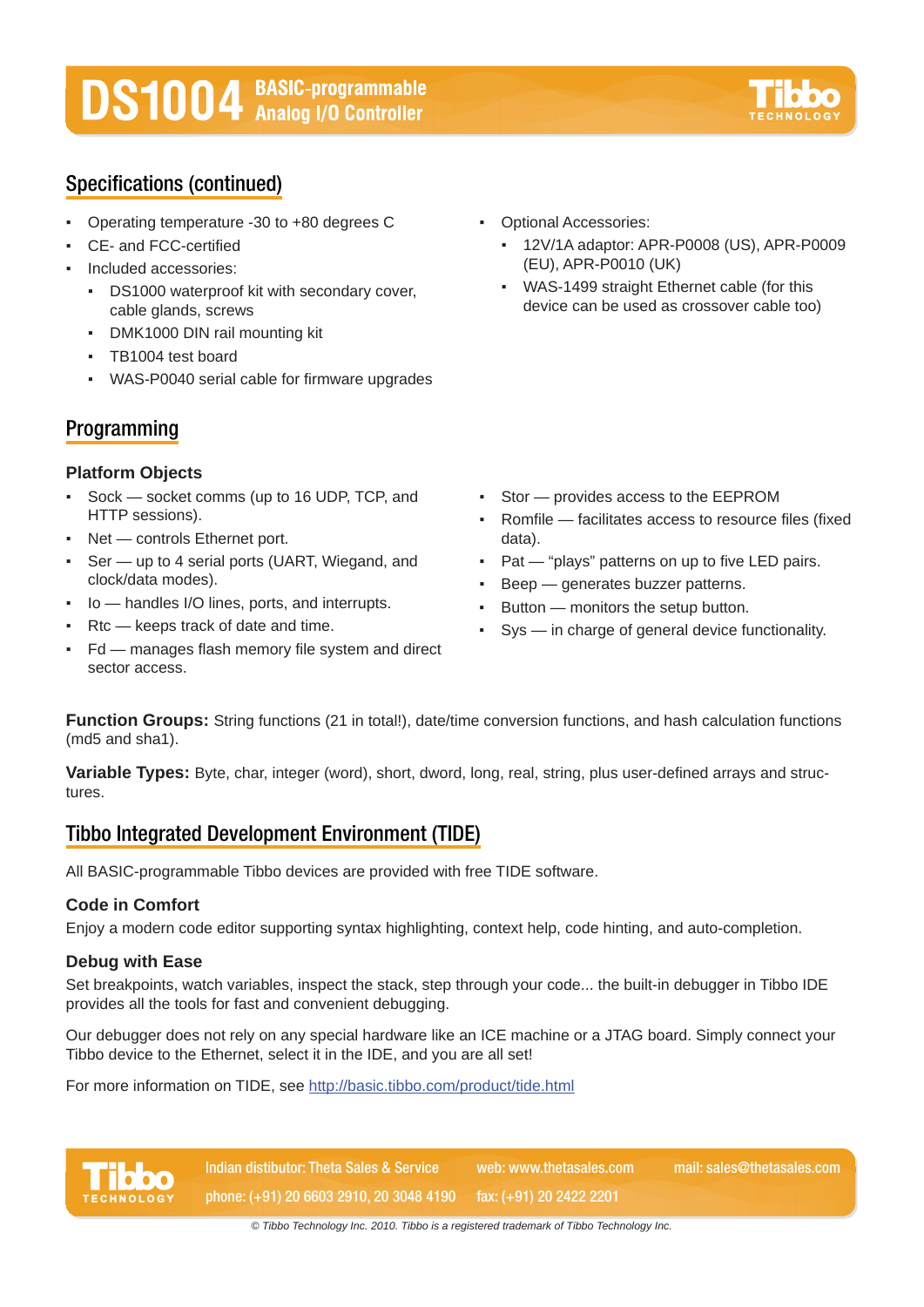## Specifications (continued)

- Operating temperature -30 to +80 degrees C
- CE- and FCC-certified
- Included accessories:
  - DS1000 waterproof kit with secondary cover, cable glands, screws
  - DMK1000 DIN rail mounting kit
  - TB1004 test board
  - WAS-P0040 serial cable for firmware upgrades
- Optional Accessories:
  - 12V/1A adaptor: APR-P0008 (US), APR-P0009 (EU), APR-P0010 (UK)
  - WAS-1499 straight Ethernet cable (for this device can be used as crossover cable too)

## Programming

### Platform Objects

- Sock — socket comms (up to 16 UDP, TCP, and HTTP sessions).
- Net — controls Ethernet port.
- Ser — up to 4 serial ports (UART, Wiegand, and clock/data modes).
- Io — handles I/O lines, ports, and interrupts.
- Rtc — keeps track of date and time.
- Fd — manages flash memory file system and direct sector access.
- Stor — provides access to the EEPROM
- Romfile — facilitates access to resource files (fixed data).
- Pat — "plays" patterns on up to five LED pairs.
- Beep — generates buzzer patterns.
- Button — monitors the setup button.
- Sys — in charge of general device functionality.

**Function Groups:** String functions (21 in total!), date/time conversion functions, and hash calculation functions (md5 and sha1).

**Variable Types:** Byte, char, integer (word), short, dword, long, real, string, plus user-defined arrays and structures.

## Tibbo Integrated Development Environment (TIDE)

All BASIC-programmable Tibbo devices are provided with free TIDE software.

### Code in Comfort

Enjoy a modern code editor supporting syntax highlighting, context help, code hinting, and auto-completion.

### Debug with Ease

Set breakpoints, watch variables, inspect the stack, step through your code... the built-in debugger in Tibbo IDE provides all the tools for fast and convenient debugging.

Our debugger does not rely on any special hardware like an ICE machine or a JTAG board. Simply connect your Tibbo device to the Ethernet, select it in the IDE, and you are all set!

For more information on TIDE, see http://basic.tibbo.com/product/tide.html

Indian distibutor: Theta Sales & Service | web: www.thetasales.com | mail: sales@thetasales.com

phone: (+91) 20 6603 2910, 20 3048 4190 | fax: (+91) 20 2422 2201

*© Tibbo Technology Inc. 2010. Tibbo is a registered trademark of Tibbo Technology Inc.*